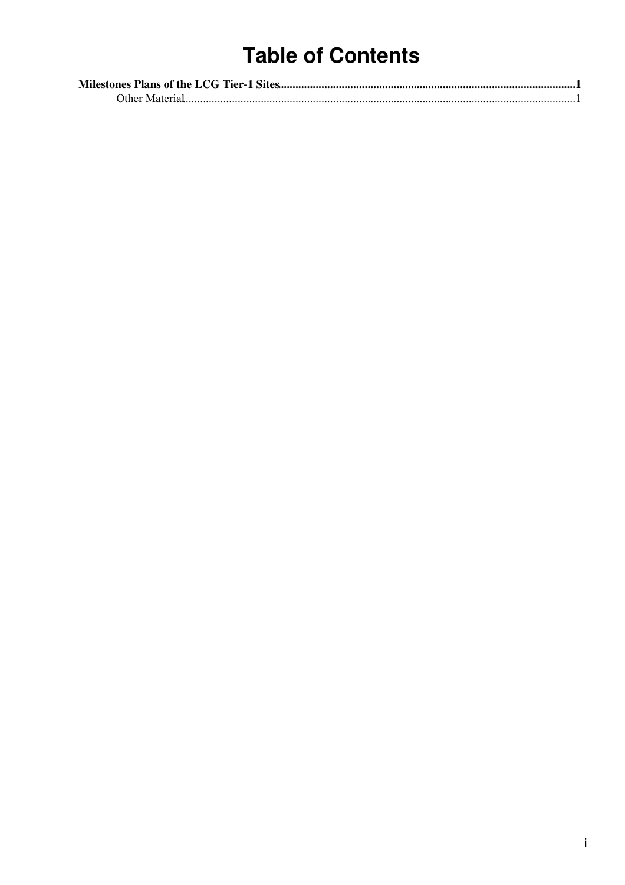# Table of Contents

**Milestones Plans of the LCG Tier-1 Sites**......................................................................................................**1**

Other Material......................................................................................................................................1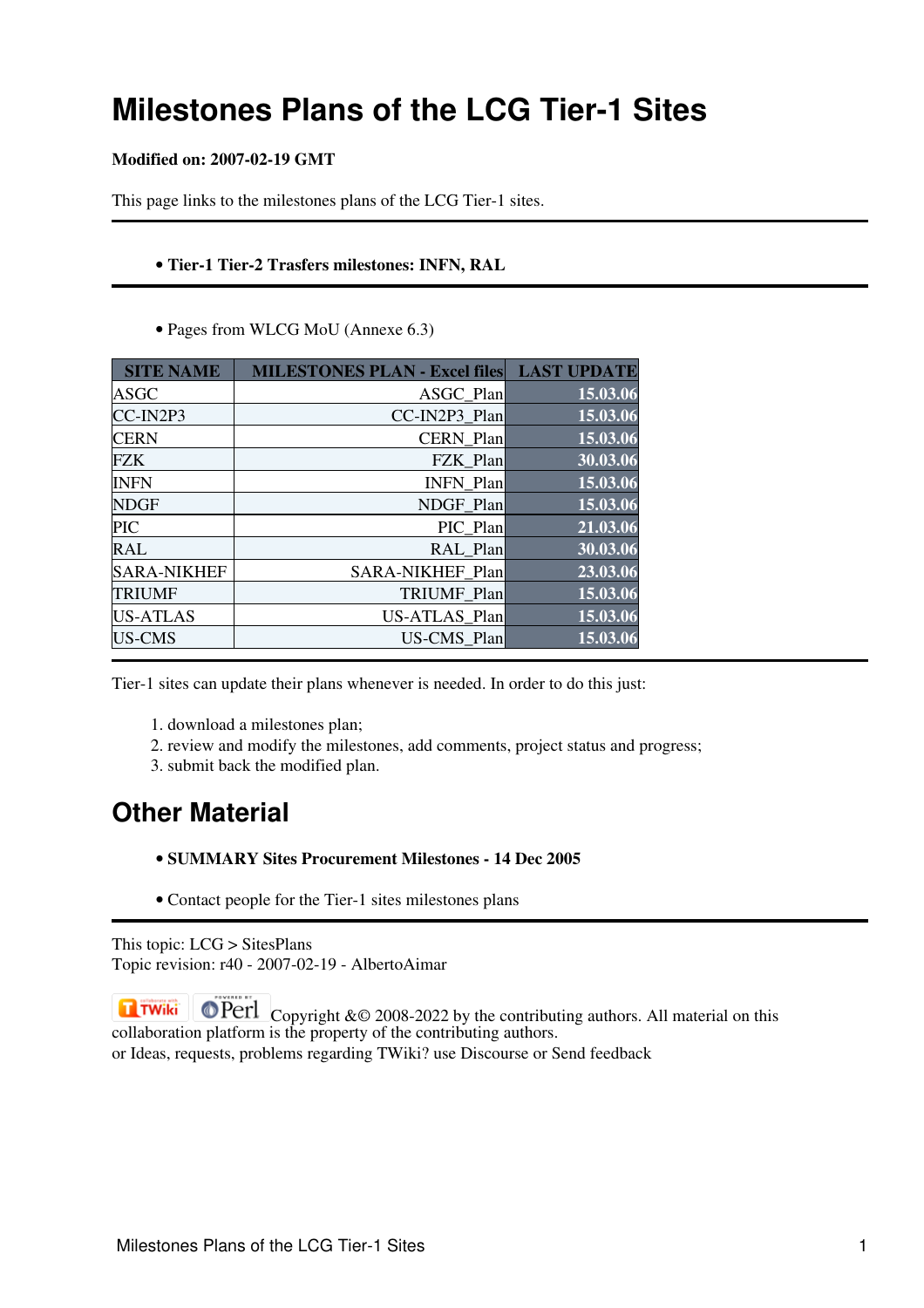# Milestones Plans of the LCG Tier-1 Sites

**Modified on: 2007-02-19 GMT**

This page links to the milestones plans of the LCG Tier-1 sites.

- **Tier-1 Tier-2 Trasfers milestones: INFN, RAL**

- Pages from WLCG MoU (Annexe 6.3)

| SITE NAME | MILESTONES PLAN - Excel files | LAST UPDATE |
|---|---|---|
| ASGC | ASGC_Plan | 15.03.06 |
| CC-IN2P3 | CC-IN2P3_Plan | 15.03.06 |
| CERN | CERN_Plan | 15.03.06 |
| FZK | FZK_Plan | 30.03.06 |
| INFN | INFN_Plan | 15.03.06 |
| NDGF | NDGF_Plan | 15.03.06 |
| PIC | PIC_Plan | 21.03.06 |
| RAL | RAL_Plan | 30.03.06 |
| SARA-NIKHEF | SARA-NIKHEF_Plan | 23.03.06 |
| TRIUMF | TRIUMF_Plan | 15.03.06 |
| US-ATLAS | US-ATLAS_Plan | 15.03.06 |
| US-CMS | US-CMS_Plan | 15.03.06 |

Tier-1 sites can update their plans whenever is needed. In order to do this just:

1. download a milestones plan;
2. review and modify the milestones, add comments, project status and progress;
3. submit back the modified plan.

## Other Material

- **SUMMARY Sites Procurement Milestones - 14 Dec 2005**

- Contact people for the Tier-1 sites milestones plans

This topic: LCG > SitesPlans
Topic revision: r40 - 2007-02-19 - AlbertoAimar

Copyright &© 2008-2022 by the contributing authors. All material on this collaboration platform is the property of the contributing authors.
or Ideas, requests, problems regarding TWiki? use Discourse or Send feedback